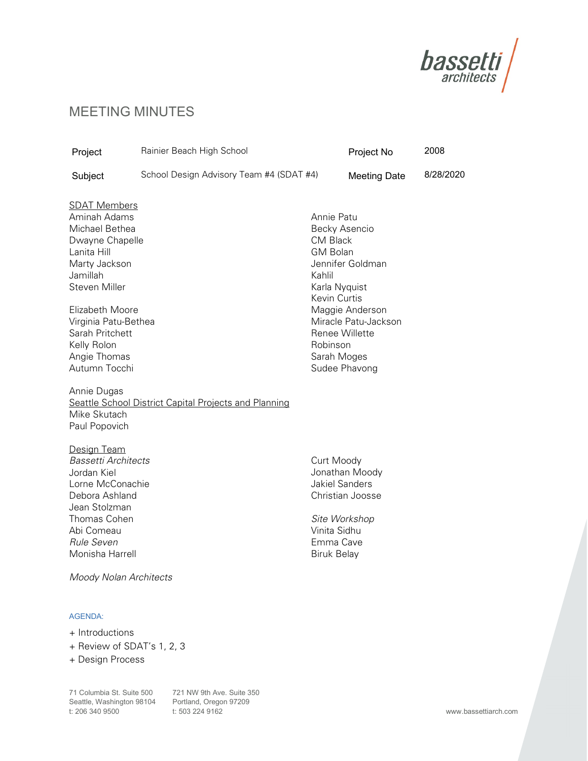# MEETING MINUTES

| Project | Rainier Beach High School | Project No | 2008 |
|---|---|---|---|
| Subject | School Design Advisory Team #4 (SDAT #4) | Meeting Date | 8/28/2020 |

<u>SDAT Members</u>

Aminah Adams
Michael Bethea
Dwayne Chapelle
Lanita Hill
Marty Jackson
Jamillah
Steven Miller

Elizabeth Moore
Virginia Patu-Bethea
Sarah Pritchett
Kelly Rolon
Angie Thomas
Autumn Tocchi

Annie Dugas

Annie Patu
Becky Asencio
CM Black
GM Bolan
Jennifer Goldman
Kahlil
Karla Nyquist
Kevin Curtis
Maggie Anderson
Miracle Patu-Jackson
Renee Willette
Robinson
Sarah Moges
Sudee Phavong

<u>Seattle School District Capital Projects and Planning</u>

Mike Skutach
Paul Popovich

<u>Design Team</u>

*Bassetti Architects*
Jordan Kiel
Lorne McConachie
Debora Ashland
Jean Stolzman
Thomas Cohen
Abi Comeau

*Rule Seven*
Monisha Harrell

*Moody Nolan Architects*
Curt Moody
Jonathan Moody
Jakiel Sanders
Christian Joosse

*Site Workshop*
Vinita Sidhu
Emma Cave
Biruk Belay

AGENDA:

+ Introductions
+ Review of SDAT's 1, 2, 3
+ Design Process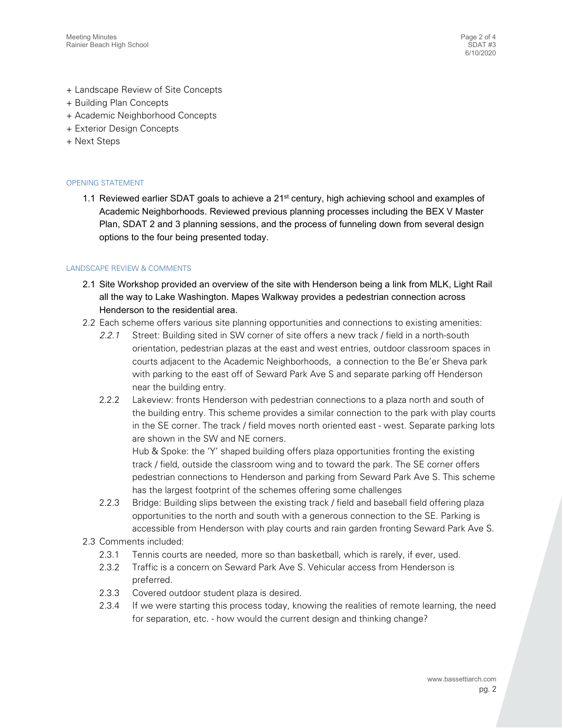+ Landscape Review of Site Concepts
+ Building Plan Concepts
+ Academic Neighborhood Concepts
+ Exterior Design Concepts
+ Next Steps

### OPENING STATEMENT

1.1 Reviewed earlier SDAT goals to achieve a 21st century, high achieving school and examples of Academic Neighborhoods. Reviewed previous planning processes including the BEX V Master Plan, SDAT 2 and 3 planning sessions, and the process of funneling down from several design options to the four being presented today.

### LANDSCAPE REVIEW & COMMENTS

2.1 Site Workshop provided an overview of the site with Henderson being a link from MLK, Light Rail all the way to Lake Washington. Mapes Walkway provides a pedestrian connection across Henderson to the residential area.

2.2 Each scheme offers various site planning opportunities and connections to existing amenities:

- *2.2.1* Street: Building sited in SW corner of site offers a new track / field in a north-south orientation, pedestrian plazas at the east and west entries, outdoor classroom spaces in courts adjacent to the Academic Neighborhoods, a connection to the Be'er Sheva park with parking to the east off of Seward Park Ave S and separate parking off Henderson near the building entry.
- 2.2.2 Lakeview: fronts Henderson with pedestrian connections to a plaza north and south of the building entry. This scheme provides a similar connection to the park with play courts in the SE corner. The track / field moves north oriented east - west. Separate parking lots are shown in the SW and NE corners.

  Hub & Spoke: the 'Y' shaped building offers plaza opportunities fronting the existing track / field, outside the classroom wing and to toward the park. The SE corner offers pedestrian connections to Henderson and parking from Seward Park Ave S. This scheme has the largest footprint of the schemes offering some challenges
- 2.2.3 Bridge: Building slips between the existing track / field and baseball field offering plaza opportunities to the north and south with a generous connection to the SE. Parking is accessible from Henderson with play courts and rain garden fronting Seward Park Ave S.

2.3 Comments included:

- 2.3.1 Tennis courts are needed, more so than basketball, which is rarely, if ever, used.
- 2.3.2 Traffic is a concern on Seward Park Ave S. Vehicular access from Henderson is preferred.
- 2.3.3 Covered outdoor student plaza is desired.
- 2.3.4 If we were starting this process today, knowing the realities of remote learning, the need for separation, etc. - how would the current design and thinking change?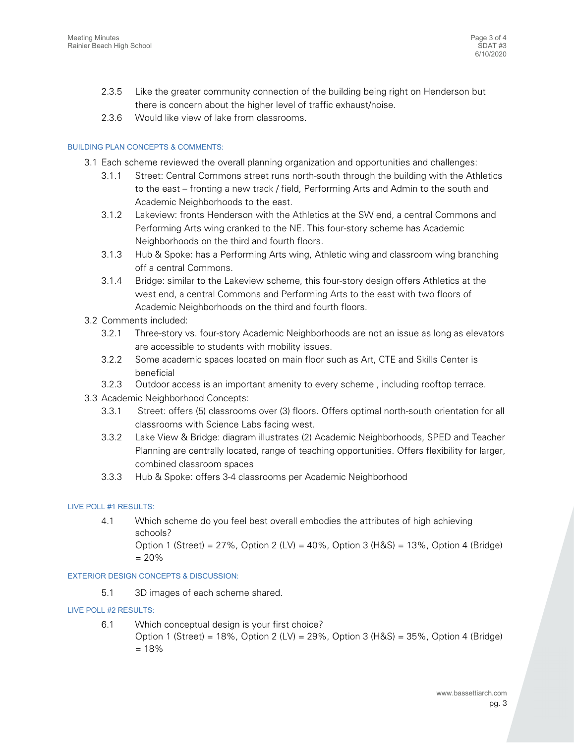2.3.5 Like the greater community connection of the building being right on Henderson but there is concern about the higher level of traffic exhaust/noise.

2.3.6 Would like view of lake from classrooms.

## BUILDING PLAN CONCEPTS & COMMENTS:

3.1 Each scheme reviewed the overall planning organization and opportunities and challenges:

3.1.1 Street: Central Commons street runs north-south through the building with the Athletics to the east – fronting a new track / field, Performing Arts and Admin to the south and Academic Neighborhoods to the east.

3.1.2 Lakeview: fronts Henderson with the Athletics at the SW end, a central Commons and Performing Arts wing cranked to the NE. This four-story scheme has Academic Neighborhoods on the third and fourth floors.

3.1.3 Hub & Spoke: has a Performing Arts wing, Athletic wing and classroom wing branching off a central Commons.

3.1.4 Bridge: similar to the Lakeview scheme, this four-story design offers Athletics at the west end, a central Commons and Performing Arts to the east with two floors of Academic Neighborhoods on the third and fourth floors.

3.2 Comments included:

3.2.1 Three-story vs. four-story Academic Neighborhoods are not an issue as long as elevators are accessible to students with mobility issues.

3.2.2 Some academic spaces located on main floor such as Art, CTE and Skills Center is beneficial

3.2.3 Outdoor access is an important amenity to every scheme , including rooftop terrace.

3.3 Academic Neighborhood Concepts:

3.3.1 Street: offers (5) classrooms over (3) floors. Offers optimal north-south orientation for all classrooms with Science Labs facing west.

3.3.2 Lake View & Bridge: diagram illustrates (2) Academic Neighborhoods, SPED and Teacher Planning are centrally located, range of teaching opportunities. Offers flexibility for larger, combined classroom spaces

3.3.3 Hub & Spoke: offers 3-4 classrooms per Academic Neighborhood

## LIVE POLL #1 RESULTS:

4.1 Which scheme do you feel best overall embodies the attributes of high achieving schools?
Option 1 (Street) = 27%, Option 2 (LV) = 40%, Option 3 (H&S) = 13%, Option 4 (Bridge) = 20%

## EXTERIOR DESIGN CONCEPTS & DISCUSSION:

5.1 3D images of each scheme shared.

## LIVE POLL #2 RESULTS:

6.1 Which conceptual design is your first choice?
Option 1 (Street) = 18%, Option 2 (LV) = 29%, Option 3 (H&S) = 35%, Option 4 (Bridge) = 18%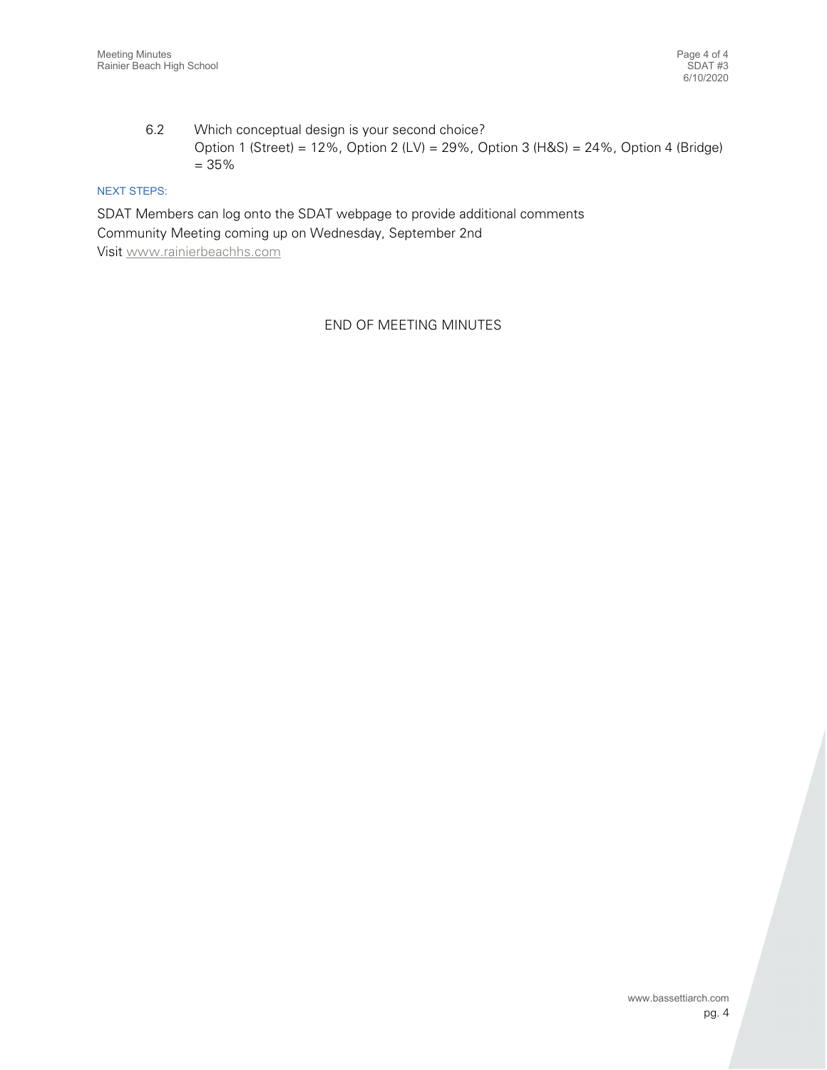6.2 Which conceptual design is your second choice?
Option 1 (Street) = 12%, Option 2 (LV) = 29%, Option 3 (H&S) = 24%, Option 4 (Bridge) = 35%

NEXT STEPS:

SDAT Members can log onto the SDAT webpage to provide additional comments
Community Meeting coming up on Wednesday, September 2nd
Visit www.rainierbeachhs.com

END OF MEETING MINUTES